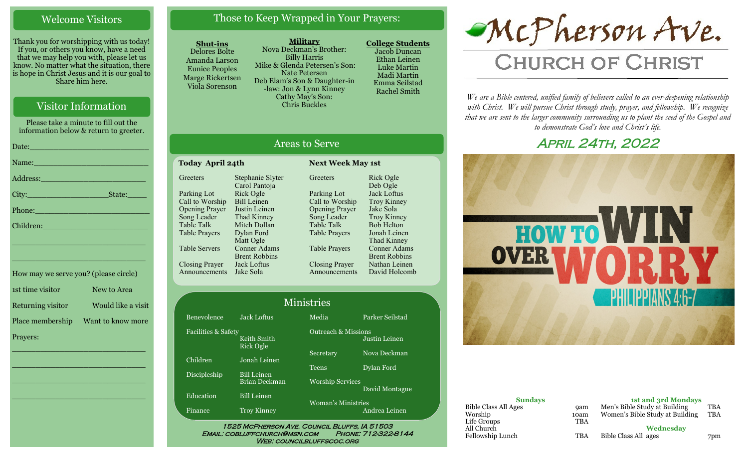## Welcome Visitors

Thank you for worshipping with us today! If you, or others you know, have a need that we may help you with, please let us know. No matter what the situation, there is hope in Christ Jesus and it is our goal to Share him here.

## Visitor Information

Please take a minute to fill out the information below & return to greeter.

Date:\_\_\_\_\_\_\_\_\_\_\_\_\_\_\_\_\_\_\_\_\_\_\_\_\_\_

Name:\_\_\_\_\_\_\_\_\_\_\_\_\_\_\_\_\_\_\_\_\_\_\_\_\_\_

Address:\_\_\_\_\_\_\_\_\_\_\_\_\_\_\_\_\_\_\_\_\_\_\_\_

City:\_\_\_\_\_\_\_\_\_\_\_\_\_\_\_\_\_\_\_State:\_\_\_\_\_

Phone:\_\_\_\_\_\_\_\_\_\_\_\_\_\_\_\_\_\_\_\_\_\_\_\_\_\_

Children:\_\_\_\_\_\_\_\_\_\_\_\_\_\_\_\_\_\_\_\_\_\_\_\_

\_\_\_\_\_\_\_\_\_\_\_\_\_\_\_\_\_\_\_\_\_\_\_\_\_\_\_\_\_\_\_\_

\_\_\_\_\_\_\_\_\_\_\_\_\_\_\_\_\_\_\_\_\_\_\_\_\_\_\_\_\_\_\_\_

How may we serve you? (please circle)

| | |
|---|---|
| 1st time visitor | New to Area |
| Returning visitor | Would like a visit |
| Place membership | Want to know more |

Prayers:

\_\_\_\_\_\_\_\_\_\_\_\_\_\_\_\_\_\_\_\_\_\_\_\_\_\_\_\_\_\_\_\_

\_\_\_\_\_\_\_\_\_\_\_\_\_\_\_\_\_\_\_\_\_\_\_\_\_\_\_\_\_\_\_\_

\_\_\_\_\_\_\_\_\_\_\_\_\_\_\_\_\_\_\_\_\_\_\_\_\_\_\_\_\_\_\_\_

\_\_\_\_\_\_\_\_\_\_\_\_\_\_\_\_\_\_\_\_\_\_\_\_\_\_\_\_\_\_\_\_

## Those to Keep Wrapped in Your Prayers:

**Shut-ins**
Delores Bolte
Amanda Larson
Eunice Peoples
Marge Rickertsen
Viola Sorenson

**Military**
Nova Deckman's Brother: Billy Harris
Mike & Glenda Petersen's Son: Nate Petersen
Deb Elam's Son & Daughter-in-law: Jon & Lynn Kinney
Cathy May's Son: Chris Buckles

**College Students**
Jacob Duncan
Ethan Leinen
Luke Martin
Madi Martin
Emma Seilstad
Rachel Smith

## Areas to Serve

| Today April 24th | | Next Week May 1st | |
|---|---|---|---|
| Greeters | Stephanie Slyter, Carol Pantoja | Greeters | Rick Ogle, Deb Ogle |
| Parking Lot | Rick Ogle | Parking Lot | Jack Loftus |
| Call to Worship | Bill Leinen | Call to Worship | Troy Kinney |
| Opening Prayer | Justin Leinen | Opening Prayer | Jake Sola |
| Song Leader | Thad Kinney | Song Leader | Troy Kinney |
| Table Talk | Mitch Dollan | Table Talk | Bob Helton |
| Table Prayers | Dylan Ford, Matt Ogle | Table Prayers | Jonah Leinen, Thad Kinney |
| Table Servers | Conner Adams, Brent Robbins | Table Prayers | Conner Adams, Brent Robbins |
| Closing Prayer | Jack Loftus | Closing Prayer | Nathan Leinen |
| Announcements | Jake Sola | Announcements | David Holcomb |

## Ministries

| | | | |
|---|---|---|---|
| Benevolence | Jack Loftus | Media | Parker Seilstad |
| Facilities & Safety | Keith Smith, Rick Ogle | Outreach & Missions | Justin Leinen |
| Children | Jonah Leinen | Secretary | Nova Deckman |
| Discipleship | Bill Leinen, Brian Deckman | Teens | Dylan Ford |
| Education | Bill Leinen | Worship Services | David Montague |
| Finance | Troy Kinney | Woman's Ministries | Andrea Leinen |

1525 McPherson Ave. Council Bluffs, IA 51503
Email: cobluffchurch@msn.com Phone: 712-322-8144
Web: councilbluffscoc.org

# McPherson Ave.
# Church of Christ

*We are a Bible centered, unified family of believers called to an ever-deepening relationship with Christ. We will pursue Christ through study, prayer, and fellowship. We recognize that we are sent to the larger community surrounding us to plant the seed of the Gospel and to demonstrate God's love and Christ's life.*

## April 24th, 2022

HOW TO WIN OVER WORRY
PHILIPPIANS 4:6-7

**Sundays**

| | |
|---|---|
| Bible Class All Ages | 9am |
| Worship | 10am |
| Life Groups | TBA |
| All Church Fellowship Lunch | TBA |

**1st and 3rd Mondays**

| | |
|---|---|
| Men's Bible Study at Building | TBA |
| Women's Bible Study at Building | TBA |

**Wednesday**

| | |
|---|---|
| Bible Class All ages | 7pm |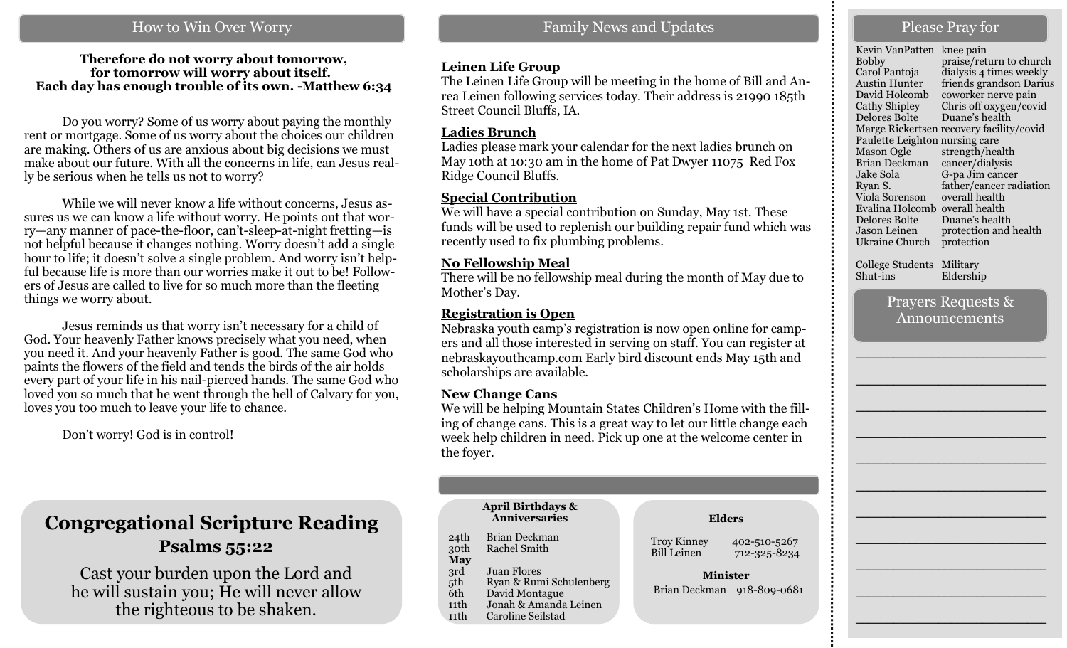## How to Win Over Worry

**Therefore do not worry about tomorrow, for tomorrow will worry about itself. Each day has enough trouble of its own. -Matthew 6:34**

Do you worry? Some of us worry about paying the monthly rent or mortgage. Some of us worry about the choices our children are making. Others of us are anxious about big decisions we must make about our future. With all the concerns in life, can Jesus really be serious when he tells us not to worry?

While we will never know a life without concerns, Jesus assures us we can know a life without worry. He points out that worry—any manner of pace-the-floor, can't-sleep-at-night fretting—is not helpful because it changes nothing. Worry doesn't add a single hour to life; it doesn't solve a single problem. And worry isn't helpful because life is more than our worries make it out to be! Followers of Jesus are called to live for so much more than the fleeting things we worry about.

Jesus reminds us that worry isn't necessary for a child of God. Your heavenly Father knows precisely what you need, when you need it. And your heavenly Father is good. The same God who paints the flowers of the field and tends the birds of the air holds every part of your life in his nail-pierced hands. The same God who loved you so much that he went through the hell of Calvary for you, loves you too much to leave your life to chance.

Don't worry! God is in control!

## Congregational Scripture Reading

### Psalms 55:22

Cast your burden upon the Lord and he will sustain you; He will never allow the righteous to be shaken.

## Family News and Updates

**Leinen Life Group**
The Leinen Life Group will be meeting in the home of Bill and Anrea Leinen following services today. Their address is 21990 185th Street Council Bluffs, IA.

**Ladies Brunch**
Ladies please mark your calendar for the next ladies brunch on May 10th at 10:30 am in the home of Pat Dwyer 11075 Red Fox Ridge Council Bluffs.

**Special Contribution**
We will have a special contribution on Sunday, May 1st. These funds will be used to replenish our building repair fund which was recently used to fix plumbing problems.

**No Fellowship Meal**
There will be no fellowship meal during the month of May due to Mother's Day.

**Registration is Open**
Nebraska youth camp's registration is now open online for campers and all those interested in serving on staff. You can register at nebraskayouthcamp.com Early bird discount ends May 15th and scholarships are available.

**New Change Cans**
We will be helping Mountain States Children's Home with the filling of change cans. This is a great way to let our little change each week help children in need. Pick up one at the welcome center in the foyer.

### April Birthdays & Anniversaries

| | |
|---|---|
| 24th | Brian Deckman |
| 30th | Rachel Smith |
| **May** | |
| 3rd | Juan Flores |
| 5th | Ryan & Rumi Schulenberg |
| 6th | David Montague |
| 11th | Jonah & Amanda Leinen |
| 11th | Caroline Seilstad |

### Elders

| | |
|---|---|
| Troy Kinney | 402-510-5267 |
| Bill Leinen | 712-325-8234 |

### Minister

Brian Deckman 918-809-0681

## Please Pray for

| | |
|---|---|
| Kevin VanPatten | knee pain |
| Bobby | praise/return to church |
| Carol Pantoja | dialysis 4 times weekly |
| Austin Hunter | friends grandson Darius |
| David Holcomb | coworker nerve pain |
| Cathy Shipley | Chris off oxygen/covid |
| Delores Bolte | Duane's health |
| Marge Rickertsen | recovery facility/covid |
| Paulette Leighton | nursing care |
| Mason Ogle | strength/health |
| Brian Deckman | cancer/dialysis |
| Jake Sola | G-pa Jim cancer |
| Ryan S. | father/cancer radiation |
| Viola Sorenson | overall health |
| Evalina Holcomb | overall health |
| Delores Bolte | Duane's health |
| Jason Leinen | protection and health |
| Ukraine Church | protection |
| College Students | Military |
| Shut-ins | Eldership |

## Prayers Requests & Announcements

___________________________

___________________________

___________________________

___________________________

___________________________

___________________________

___________________________

___________________________

___________________________

___________________________

___________________________